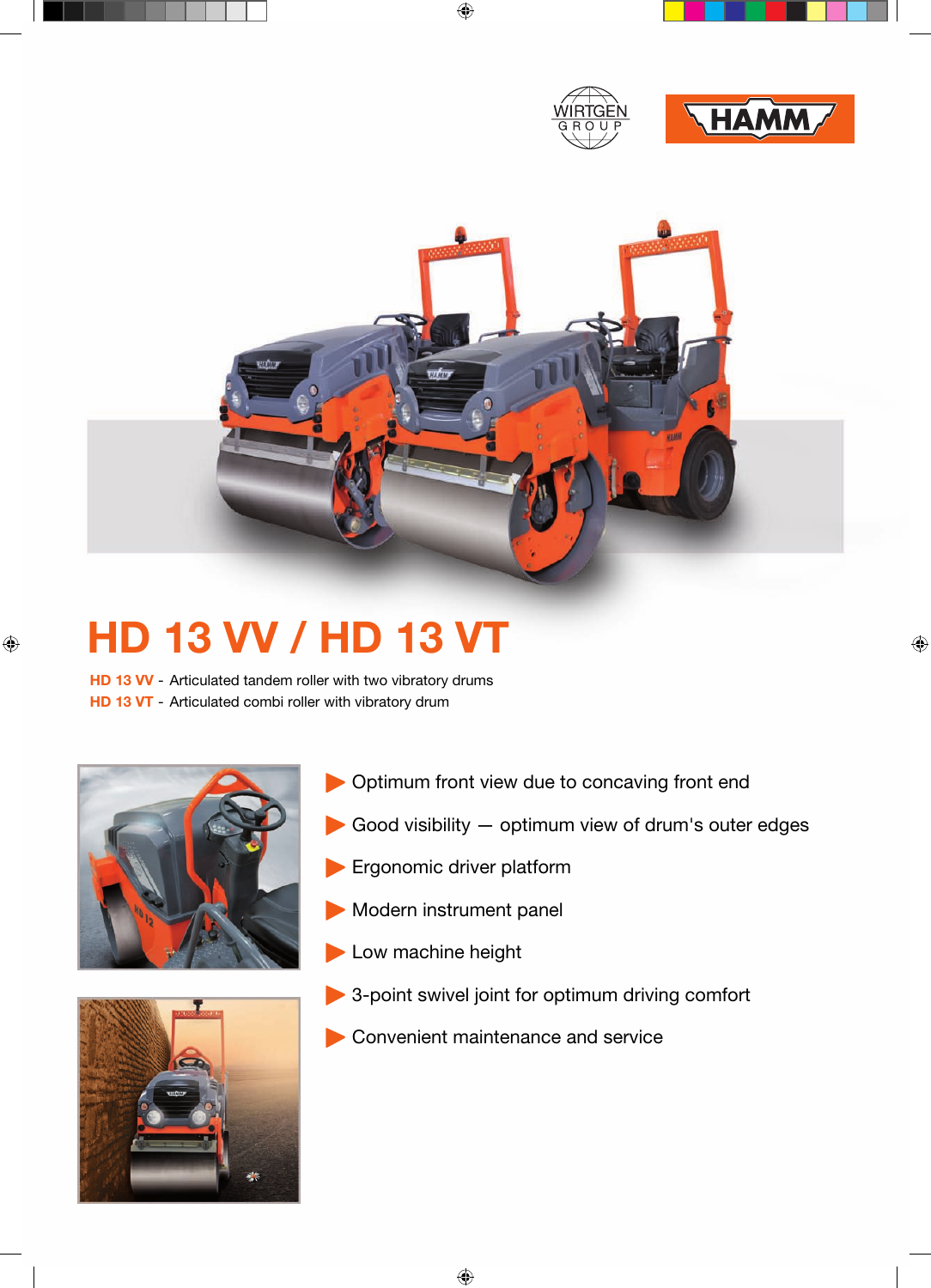# HD 13 VV / HD 13 VT

**HD 13 VV** - Articulated tandem roller with two vibratory drums
**HD 13 VT** - Articulated combi roller with vibratory drum

- Optimum front view due to concaving front end
- Good visibility — optimum view of drum's outer edges
- Ergonomic driver platform
- Modern instrument panel
- Low machine height
- 3-point swivel joint for optimum driving comfort
- Convenient maintenance and service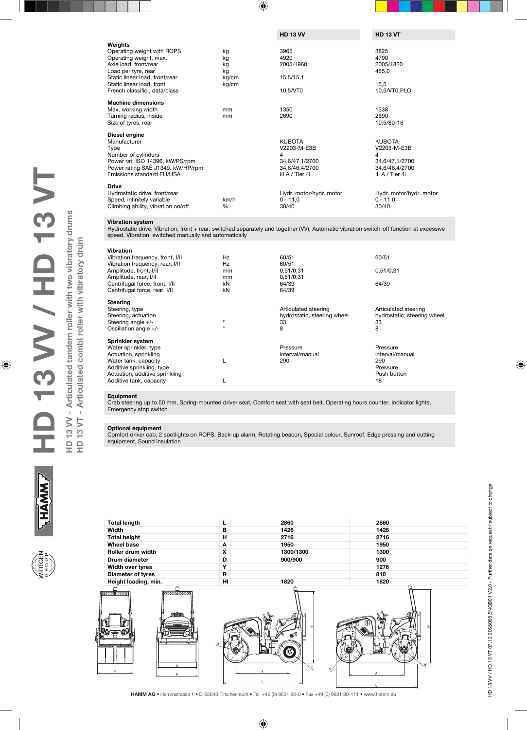# HD 13 VV / HD 13 VT

HD 13 VV - Articulated tandem roller with two vibratory drums
HD 13 VT - Articulated combi roller with vibratory drum

| | | HD 13 VV | HD 13 VT |
|---|---|---|---|
| **Weights** | | | |
| Operating weight with ROPS | kg | 3965 | 3825 |
| Operating weight, max. | kg | 4920 | 4790 |
| Axle load, front/rear | kg | 2005/1960 | 2005/1820 |
| Load per tyre, rear | kg | | 455,0 |
| Static linear load, front/rear | kg/cm | 15,5/15,1 | |
| Static linear load, front | kg/cm | | 15,5 |
| French classific., data/class | | 10,5/VT0 | 10,5/VT0.PLO |
| **Machine dimensions** | | | |
| Max. working width | mm | 1350 | 1338 |
| Turning radius, inside | mm | 2690 | 2690 |
| Size of tyres, rear | | | 10.5/80-16 |
| **Diesel engine** | | | |
| Manufacturer | | KUBOTA | KUBOTA |
| Type | | V2203-M-E3B | V2203-M-E3B |
| Number of cylinders | | 4 | 4 |
| Power rat. ISO 14396, kW/PS/rpm | | 34,6/47,1/2700 | 34,6/47,1/2700 |
| Power rating SAE J1349, kW/HP/rpm | | 34,6/46,4/2700 | 34,6/46,4/2700 |
| Emissions standard EU/USA | | III A / Tier 4i | III A / Tier 4i |
| **Drive** | | | |
| Hydrostatic drive, front/rear | | Hydr. motor/hydr. motor | Hydr. motor/hydr. motor |
| Speed, infinitely variable | km/h | 0 - 11,0 | 0 - 11,0 |
| Climbing ability, vibration on/off | % | 30/40 | 30/40 |

**Vibration system**
Hydrostatic drive, Vibration, front + rear, switched separately and together (VV), Automatic vibration switch-off function at excessive speed, Vibration, switched manually and automatically

| | | HD 13 VV | HD 13 VT |
|---|---|---|---|
| **Vibration** | | | |
| Vibration frequency, front, I/II | Hz | 60/51 | 60/51 |
| Vibration frequency, rear, I/II | Hz | 60/51 | |
| Amplitude, front, I/II | mm | 0,51/0,31 | 0,51/0,31 |
| Amplitude, rear, I/II | mm | 0,51/0,31 | |
| Centrifugal force, front, I/II | kN | 64/39 | 64/39 |
| Centrifugal force, rear, I/II | kN | 64/39 | |
| **Steering** | | | |
| Steering, type | | Articulated steering | Articulated steering |
| Steering, actuation | | hydrostatic, steering wheel | hydrostatic, steering wheel |
| Steering angle +/- | ° | 33 | 33 |
| Oscillation angle +/- | ° | 8 | 8 |
| **Sprinkler system** | | | |
| Water sprinkler, type | | Pressure | Pressure |
| Actuation, sprinkling | | interval/manual | interval/manual |
| Water tank, capacity | L | 290 | 290 |
| Additive sprinkling, type | | | Pressure |
| Actuation, additive sprinkling | | | Push button |
| Additive tank, capacity | L | | 18 |

**Equipment**
Crab steering up to 50 mm, Spring-mounted driver seat, Comfort seat with seat belt, Operating hours counter, Indicator lights, Emergency stop switch

**Optional equipment**
Comfort driver cab, 2 spotlights on ROPS, Back-up alarm, Rotating beacon, Special colour, Sunroof, Edge pressing and cutting equipment, Sound insulation

| | | HD 13 VV | HD 13 VT |
|---|---|---|---|
| **Total length** | **L** | **2860** | **2860** |
| **Width** | **B** | **1426** | **1426** |
| **Total height** | **H** | **2716** | **2716** |
| **Wheel base** | **A** | **1950** | **1950** |
| **Roller drum width** | **X** | **1300/1300** | **1300** |
| **Drum diameter** | **D** | **900/900** | **900** |
| **Width over tyres** | **Y** | | **1276** |
| **Diameter of tyres** | **R** | | **810** |
| **Height loading, min.** | **HI** | **1820** | **1820** |

**HAMM AG** • Hammstrasse 1 • D-95643 Tirschenreuth • Tel. +49 (0) 9631 80-0 • Fax +49 (0) 9631 80-111 • www.hamm.eu

HD 13 VV / HD 13 VT 07.12 2065065 ENGB01 V2.0 - Further data on request / subject to change